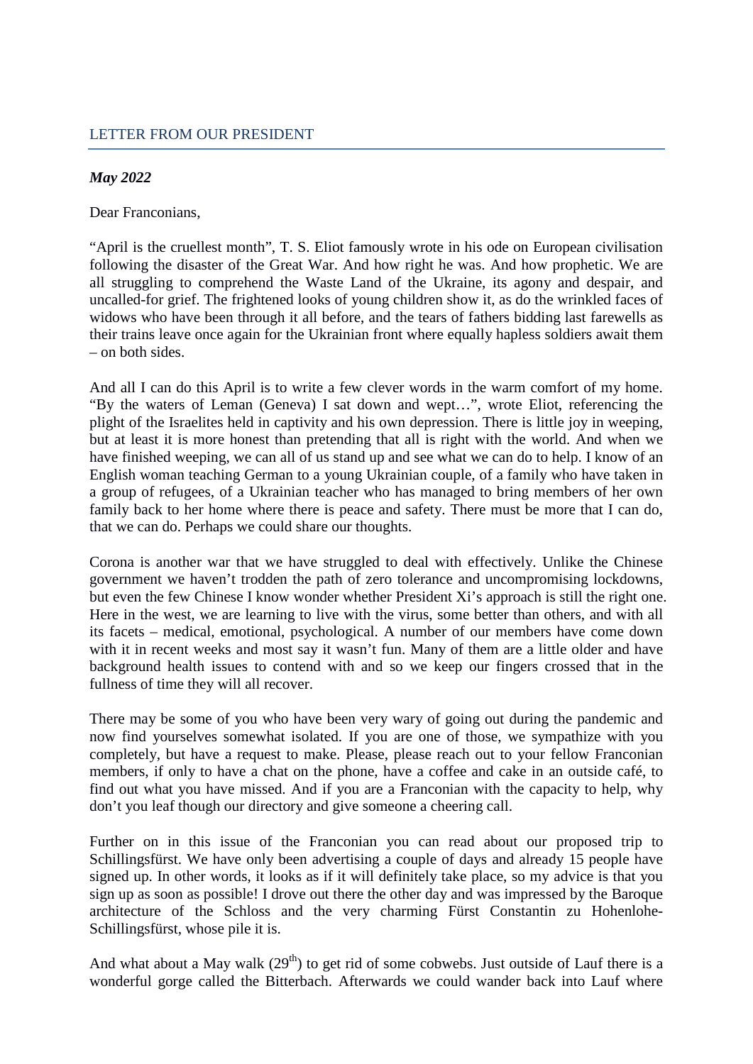## LETTER FROM OUR PRESIDENT

***May 2022***

Dear Franconians,

"April is the cruellest month", T. S. Eliot famously wrote in his ode on European civilisation following the disaster of the Great War. And how right he was. And how prophetic. We are all struggling to comprehend the Waste Land of the Ukraine, its agony and despair, and uncalled-for grief. The frightened looks of young children show it, as do the wrinkled faces of widows who have been through it all before, and the tears of fathers bidding last farewells as their trains leave once again for the Ukrainian front where equally hapless soldiers await them – on both sides.

And all I can do this April is to write a few clever words in the warm comfort of my home. "By the waters of Leman (Geneva) I sat down and wept…", wrote Eliot, referencing the plight of the Israelites held in captivity and his own depression. There is little joy in weeping, but at least it is more honest than pretending that all is right with the world. And when we have finished weeping, we can all of us stand up and see what we can do to help. I know of an English woman teaching German to a young Ukrainian couple, of a family who have taken in a group of refugees, of a Ukrainian teacher who has managed to bring members of her own family back to her home where there is peace and safety. There must be more that I can do, that we can do. Perhaps we could share our thoughts.

Corona is another war that we have struggled to deal with effectively. Unlike the Chinese government we haven't trodden the path of zero tolerance and uncompromising lockdowns, but even the few Chinese I know wonder whether President Xi's approach is still the right one. Here in the west, we are learning to live with the virus, some better than others, and with all its facets – medical, emotional, psychological. A number of our members have come down with it in recent weeks and most say it wasn't fun. Many of them are a little older and have background health issues to contend with and so we keep our fingers crossed that in the fullness of time they will all recover.

There may be some of you who have been very wary of going out during the pandemic and now find yourselves somewhat isolated. If you are one of those, we sympathize with you completely, but have a request to make. Please, please reach out to your fellow Franconian members, if only to have a chat on the phone, have a coffee and cake in an outside café, to find out what you have missed. And if you are a Franconian with the capacity to help, why don't you leaf though our directory and give someone a cheering call.

Further on in this issue of the Franconian you can read about our proposed trip to Schillingsfürst. We have only been advertising a couple of days and already 15 people have signed up. In other words, it looks as if it will definitely take place, so my advice is that you sign up as soon as possible! I drove out there the other day and was impressed by the Baroque architecture of the Schloss and the very charming Fürst Constantin zu Hohenlohe-Schillingsfürst, whose pile it is.

And what about a May walk (29th) to get rid of some cobwebs. Just outside of Lauf there is a wonderful gorge called the Bitterbach. Afterwards we could wander back into Lauf where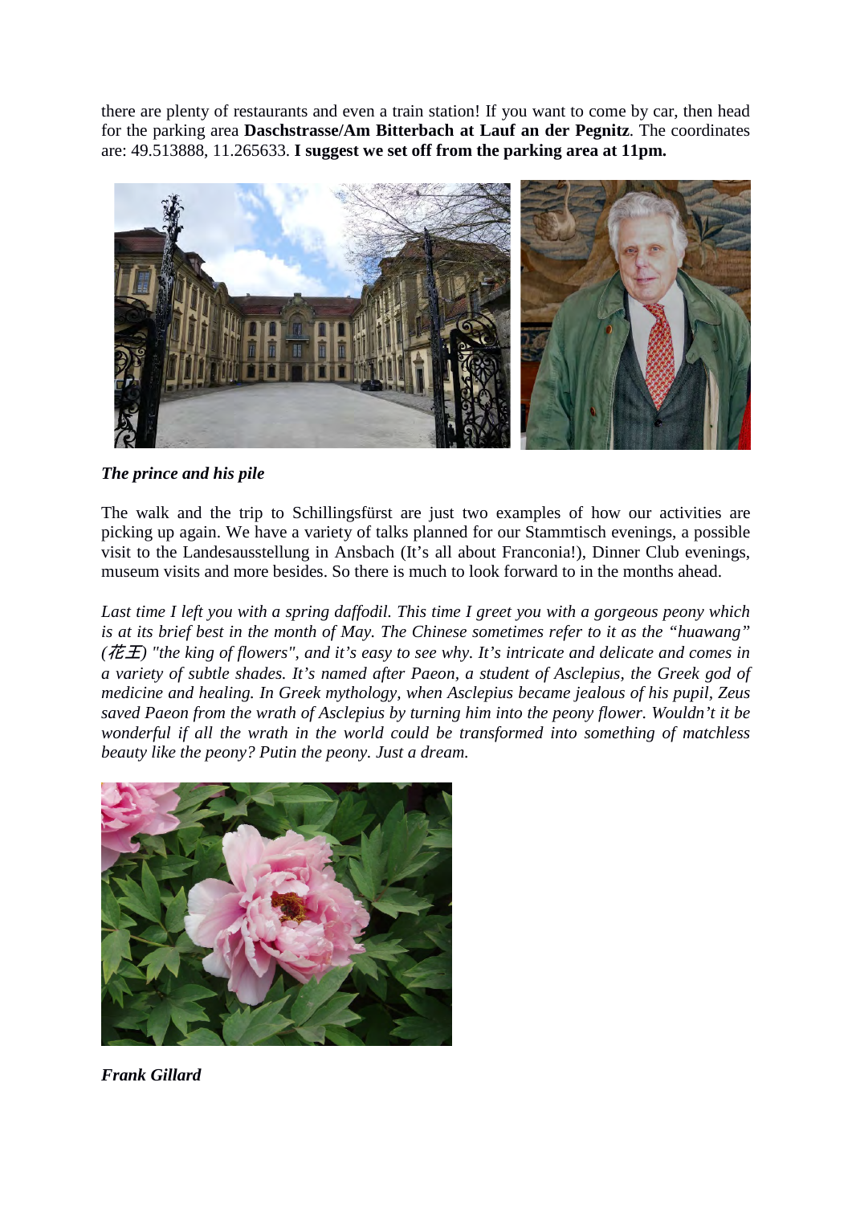there are plenty of restaurants and even a train station! If you want to come by car, then head for the parking area **Daschstrasse/Am Bitterbach at Lauf an der Pegnitz**. The coordinates are: 49.513888, 11.265633. **I suggest we set off from the parking area at 11pm.**

***The prince and his pile***

The walk and the trip to Schillingsfürst are just two examples of how our activities are picking up again. We have a variety of talks planned for our Stammtisch evenings, a possible visit to the Landesausstellung in Ansbach (It's all about Franconia!), Dinner Club evenings, museum visits and more besides. So there is much to look forward to in the months ahead.

*Last time I left you with a spring daffodil. This time I greet you with a gorgeous peony which is at its brief best in the month of May. The Chinese sometimes refer to it as the "huawang" (花王) "the king of flowers", and it's easy to see why. It's intricate and delicate and comes in a variety of subtle shades. It's named after Paeon, a student of Asclepius, the Greek god of medicine and healing. In Greek mythology, when Asclepius became jealous of his pupil, Zeus saved Paeon from the wrath of Asclepius by turning him into the peony flower. Wouldn't it be wonderful if all the wrath in the world could be transformed into something of matchless beauty like the peony? Putin the peony. Just a dream.*

***Frank Gillard***